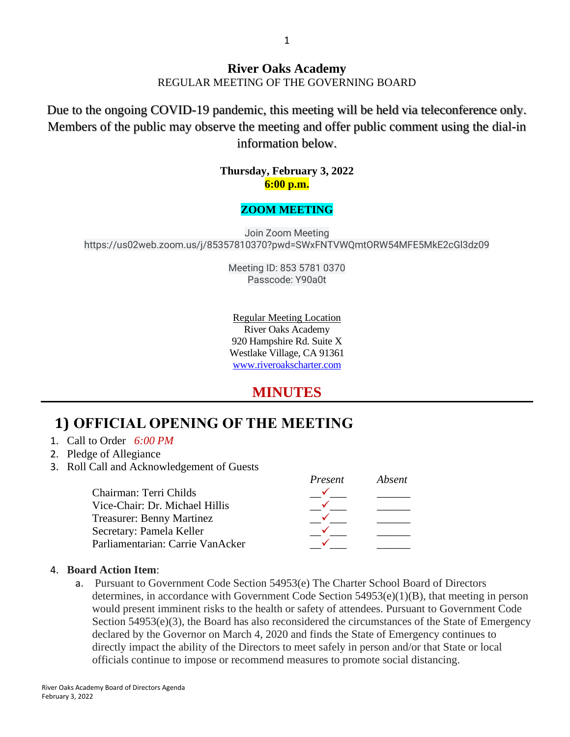# River Oaks Academy

REGULAR MEETING OF THE GOVERNING BOARD

Due to the ongoing COVID-19 pandemic, this meeting will be held via teleconference only. Members of the public may observe the meeting and offer public comment using the dial-in information below.

**Thursday, February 3, 2022**
**6:00 p.m.**

**ZOOM MEETING**

Join Zoom Meeting
https://us02web.zoom.us/j/85357810370?pwd=SWxFNTVWQmtORW54MFE5MkE2cGl3dz09

Meeting ID: 853 5781 0370
Passcode: Y90a0t

Regular Meeting Location
River Oaks Academy
920 Hampshire Rd. Suite X
Westlake Village, CA 91361
www.riveroakscharter.com

## MINUTES

## 1) OFFICIAL OPENING OF THE MEETING

1. Call to Order *6:00 PM*
2. Pledge of Allegiance
3. Roll Call and Acknowledgement of Guests

| | *Present* | *Absent* |
|---|---|---|
| Chairman: Terri Childs | ✓ | |
| Vice-Chair: Dr. Michael Hillis | ✓ | |
| Treasurer: Benny Martinez | ✓ | |
| Secretary: Pamela Keller | ✓ | |
| Parliamentarian: Carrie VanAcker | ✓ | |

4. **Board Action Item**:
   a. Pursuant to Government Code Section 54953(e) The Charter School Board of Directors determines, in accordance with Government Code Section 54953(e)(1)(B), that meeting in person would present imminent risks to the health or safety of attendees. Pursuant to Government Code Section 54953(e)(3), the Board has also reconsidered the circumstances of the State of Emergency declared by the Governor on March 4, 2020 and finds the State of Emergency continues to directly impact the ability of the Directors to meet safely in person and/or that State or local officials continue to impose or recommend measures to promote social distancing.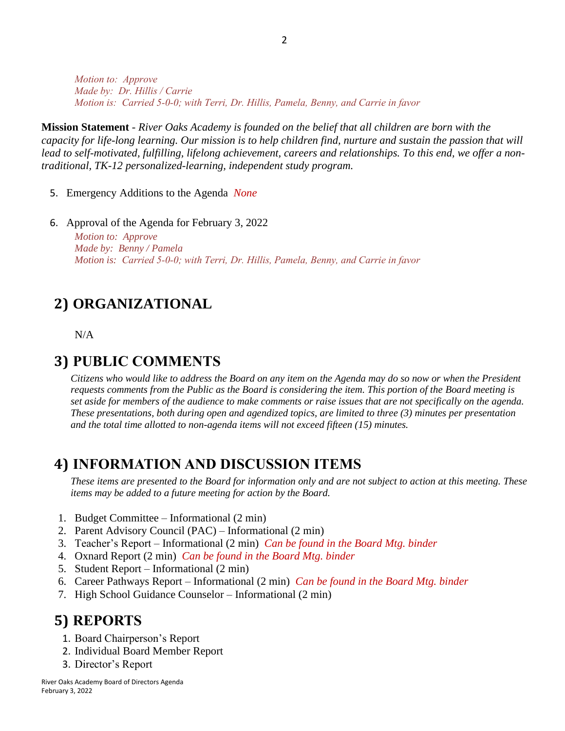*Motion to: Approve*
*Made by: Dr. Hillis / Carrie*
*Motion is: Carried 5-0-0; with Terri, Dr. Hillis, Pamela, Benny, and Carrie in favor*

**Mission Statement** - *River Oaks Academy is founded on the belief that all children are born with the capacity for life-long learning. Our mission is to help children find, nurture and sustain the passion that will lead to self-motivated, fulfilling, lifelong achievement, careers and relationships. To this end, we offer a non-traditional, TK-12 personalized-learning, independent study program.*

5. Emergency Additions to the Agenda *None*

6. Approval of the Agenda for February 3, 2022

   *Motion to: Approve*
   *Made by: Benny / Pamela*
   *Motion is: Carried 5-0-0; with Terri, Dr. Hillis, Pamela, Benny, and Carrie in favor*

## 2) ORGANIZATIONAL

N/A

## 3) PUBLIC COMMENTS

*Citizens who would like to address the Board on any item on the Agenda may do so now or when the President requests comments from the Public as the Board is considering the item. This portion of the Board meeting is set aside for members of the audience to make comments or raise issues that are not specifically on the agenda. These presentations, both during open and agendized topics, are limited to three (3) minutes per presentation and the total time allotted to non-agenda items will not exceed fifteen (15) minutes.*

## 4) INFORMATION AND DISCUSSION ITEMS

*These items are presented to the Board for information only and are not subject to action at this meeting. These items may be added to a future meeting for action by the Board.*

1. Budget Committee – Informational (2 min)
2. Parent Advisory Council (PAC) – Informational (2 min)
3. Teacher's Report – Informational (2 min) *Can be found in the Board Mtg. binder*
4. Oxnard Report (2 min) *Can be found in the Board Mtg. binder*
5. Student Report – Informational (2 min)
6. Career Pathways Report – Informational (2 min) *Can be found in the Board Mtg. binder*
7. High School Guidance Counselor – Informational (2 min)

## 5) REPORTS

1. Board Chairperson's Report
2. Individual Board Member Report
3. Director's Report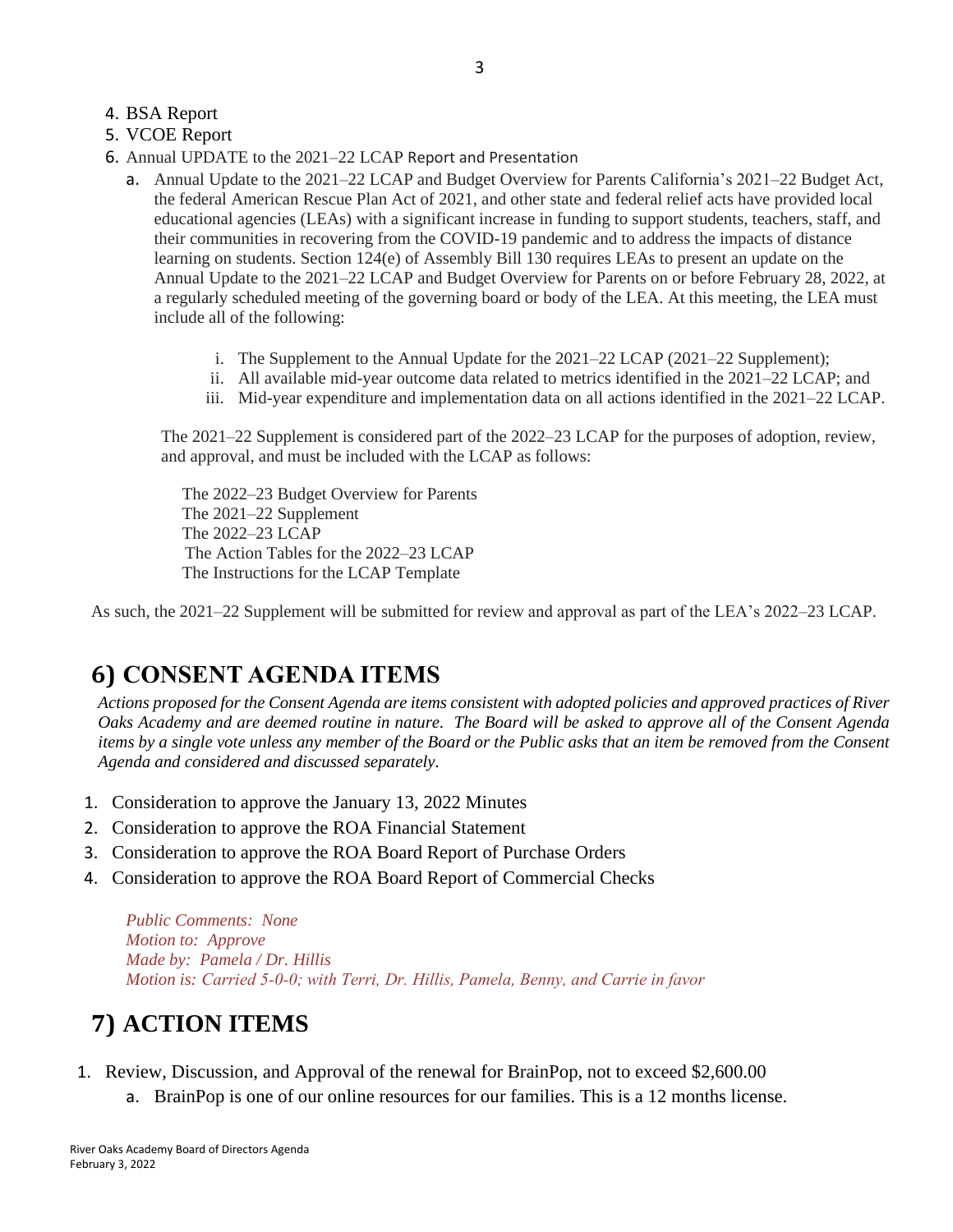4. BSA Report
5. VCOE Report
6. Annual UPDATE to the 2021–22 LCAP Report and Presentation
    a. Annual Update to the 2021–22 LCAP and Budget Overview for Parents California's 2021–22 Budget Act, the federal American Rescue Plan Act of 2021, and other state and federal relief acts have provided local educational agencies (LEAs) with a significant increase in funding to support students, teachers, staff, and their communities in recovering from the COVID-19 pandemic and to address the impacts of distance learning on students. Section 124(e) of Assembly Bill 130 requires LEAs to present an update on the Annual Update to the 2021–22 LCAP and Budget Overview for Parents on or before February 28, 2022, at a regularly scheduled meeting of the governing board or body of the LEA. At this meeting, the LEA must include all of the following:

        i. The Supplement to the Annual Update for the 2021–22 LCAP (2021–22 Supplement);
        ii. All available mid-year outcome data related to metrics identified in the 2021–22 LCAP; and
        iii. Mid-year expenditure and implementation data on all actions identified in the 2021–22 LCAP.

    The 2021–22 Supplement is considered part of the 2022–23 LCAP for the purposes of adoption, review, and approval, and must be included with the LCAP as follows:

    The 2022–23 Budget Overview for Parents
    The 2021–22 Supplement
    The 2022–23 LCAP
    The Action Tables for the 2022–23 LCAP
    The Instructions for the LCAP Template

As such, the 2021–22 Supplement will be submitted for review and approval as part of the LEA's 2022–23 LCAP.

# 6) CONSENT AGENDA ITEMS

*Actions proposed for the Consent Agenda are items consistent with adopted policies and approved practices of River Oaks Academy and are deemed routine in nature. The Board will be asked to approve all of the Consent Agenda items by a single vote unless any member of the Board or the Public asks that an item be removed from the Consent Agenda and considered and discussed separately.*

1. Consideration to approve the January 13, 2022 Minutes
2. Consideration to approve the ROA Financial Statement
3. Consideration to approve the ROA Board Report of Purchase Orders
4. Consideration to approve the ROA Board Report of Commercial Checks

*Public Comments: None*
*Motion to: Approve*
*Made by: Pamela / Dr. Hillis*
*Motion is: Carried 5-0-0; with Terri, Dr. Hillis, Pamela, Benny, and Carrie in favor*

# 7) ACTION ITEMS

1. Review, Discussion, and Approval of the renewal for BrainPop, not to exceed $2,600.00
    a. BrainPop is one of our online resources for our families. This is a 12 months license.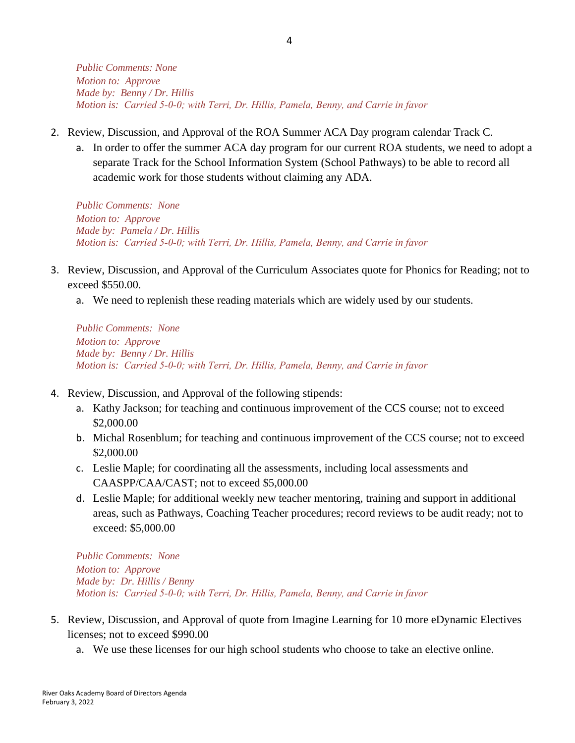*Public Comments: None*
*Motion to: Approve*
*Made by: Benny / Dr. Hillis*
*Motion is: Carried 5-0-0; with Terri, Dr. Hillis, Pamela, Benny, and Carrie in favor*

2. Review, Discussion, and Approval of the ROA Summer ACA Day program calendar Track C.
    a. In order to offer the summer ACA day program for our current ROA students, we need to adopt a separate Track for the School Information System (School Pathways) to be able to record all academic work for those students without claiming any ADA.

    *Public Comments: None*
    *Motion to: Approve*
    *Made by: Pamela / Dr. Hillis*
    *Motion is: Carried 5-0-0; with Terri, Dr. Hillis, Pamela, Benny, and Carrie in favor*

3. Review, Discussion, and Approval of the Curriculum Associates quote for Phonics for Reading; not to exceed $550.00.
    a. We need to replenish these reading materials which are widely used by our students.

    *Public Comments: None*
    *Motion to: Approve*
    *Made by: Benny / Dr. Hillis*
    *Motion is: Carried 5-0-0; with Terri, Dr. Hillis, Pamela, Benny, and Carrie in favor*

4. Review, Discussion, and Approval of the following stipends:
    a. Kathy Jackson; for teaching and continuous improvement of the CCS course; not to exceed $2,000.00
    b. Michal Rosenblum; for teaching and continuous improvement of the CCS course; not to exceed $2,000.00
    c. Leslie Maple; for coordinating all the assessments, including local assessments and CAASPP/CAA/CAST; not to exceed $5,000.00
    d. Leslie Maple; for additional weekly new teacher mentoring, training and support in additional areas, such as Pathways, Coaching Teacher procedures; record reviews to be audit ready; not to exceed: $5,000.00

    *Public Comments: None*
    *Motion to: Approve*
    *Made by: Dr. Hillis / Benny*
    *Motion is: Carried 5-0-0; with Terri, Dr. Hillis, Pamela, Benny, and Carrie in favor*

5. Review, Discussion, and Approval of quote from Imagine Learning for 10 more eDynamic Electives licenses; not to exceed $990.00
    a. We use these licenses for our high school students who choose to take an elective online.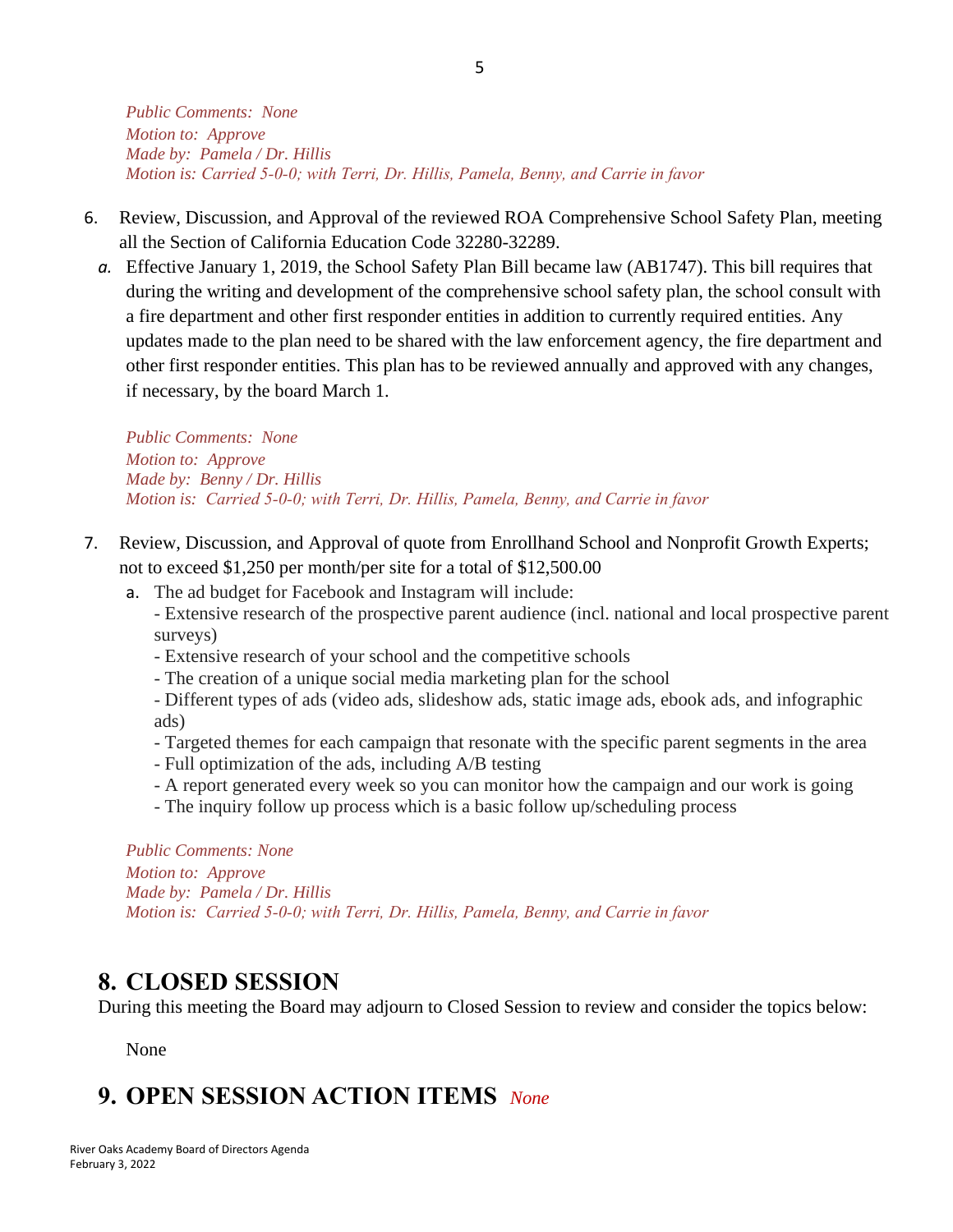*Public Comments: None*
*Motion to: Approve*
*Made by: Pamela / Dr. Hillis*
*Motion is: Carried 5-0-0; with Terri, Dr. Hillis, Pamela, Benny, and Carrie in favor*

6. Review, Discussion, and Approval of the reviewed ROA Comprehensive School Safety Plan, meeting all the Section of California Education Code 32280-32289.
   a. Effective January 1, 2019, the School Safety Plan Bill became law (AB1747). This bill requires that during the writing and development of the comprehensive school safety plan, the school consult with a fire department and other first responder entities in addition to currently required entities. Any updates made to the plan need to be shared with the law enforcement agency, the fire department and other first responder entities. This plan has to be reviewed annually and approved with any changes, if necessary, by the board March 1.

   *Public Comments: None*
   *Motion to: Approve*
   *Made by: Benny / Dr. Hillis*
   *Motion is: Carried 5-0-0; with Terri, Dr. Hillis, Pamela, Benny, and Carrie in favor*

7. Review, Discussion, and Approval of quote from Enrollhand School and Nonprofit Growth Experts; not to exceed $1,250 per month/per site for a total of $12,500.00
   a. The ad budget for Facebook and Instagram will include:
      - Extensive research of the prospective parent audience (incl. national and local prospective parent surveys)
      - Extensive research of your school and the competitive schools
      - The creation of a unique social media marketing plan for the school
      - Different types of ads (video ads, slideshow ads, static image ads, ebook ads, and infographic ads)
      - Targeted themes for each campaign that resonate with the specific parent segments in the area
      - Full optimization of the ads, including A/B testing
      - A report generated every week so you can monitor how the campaign and our work is going
      - The inquiry follow up process which is a basic follow up/scheduling process

   *Public Comments: None*
   *Motion to: Approve*
   *Made by: Pamela / Dr. Hillis*
   *Motion is: Carried 5-0-0; with Terri, Dr. Hillis, Pamela, Benny, and Carrie in favor*

# 8. CLOSED SESSION

During this meeting the Board may adjourn to Closed Session to review and consider the topics below:

None

# 9. OPEN SESSION ACTION ITEMS *None*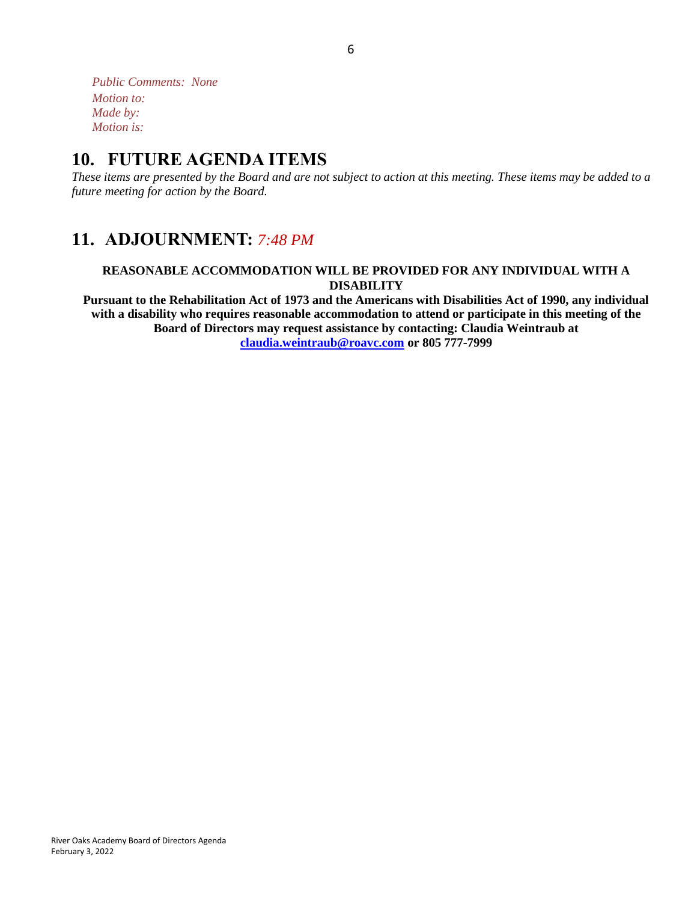*Public Comments: None*
*Motion to:*
*Made by:*
*Motion is:*

## 10. FUTURE AGENDA ITEMS

*These items are presented by the Board and are not subject to action at this meeting. These items may be added to a future meeting for action by the Board.*

## 11. ADJOURNMENT: *7:48 PM*

**REASONABLE ACCOMMODATION WILL BE PROVIDED FOR ANY INDIVIDUAL WITH A DISABILITY**

**Pursuant to the Rehabilitation Act of 1973 and the Americans with Disabilities Act of 1990, any individual with a disability who requires reasonable accommodation to attend or participate in this meeting of the Board of Directors may request assistance by contacting: Claudia Weintraub at claudia.weintraub@roavc.com or 805 777-7999**